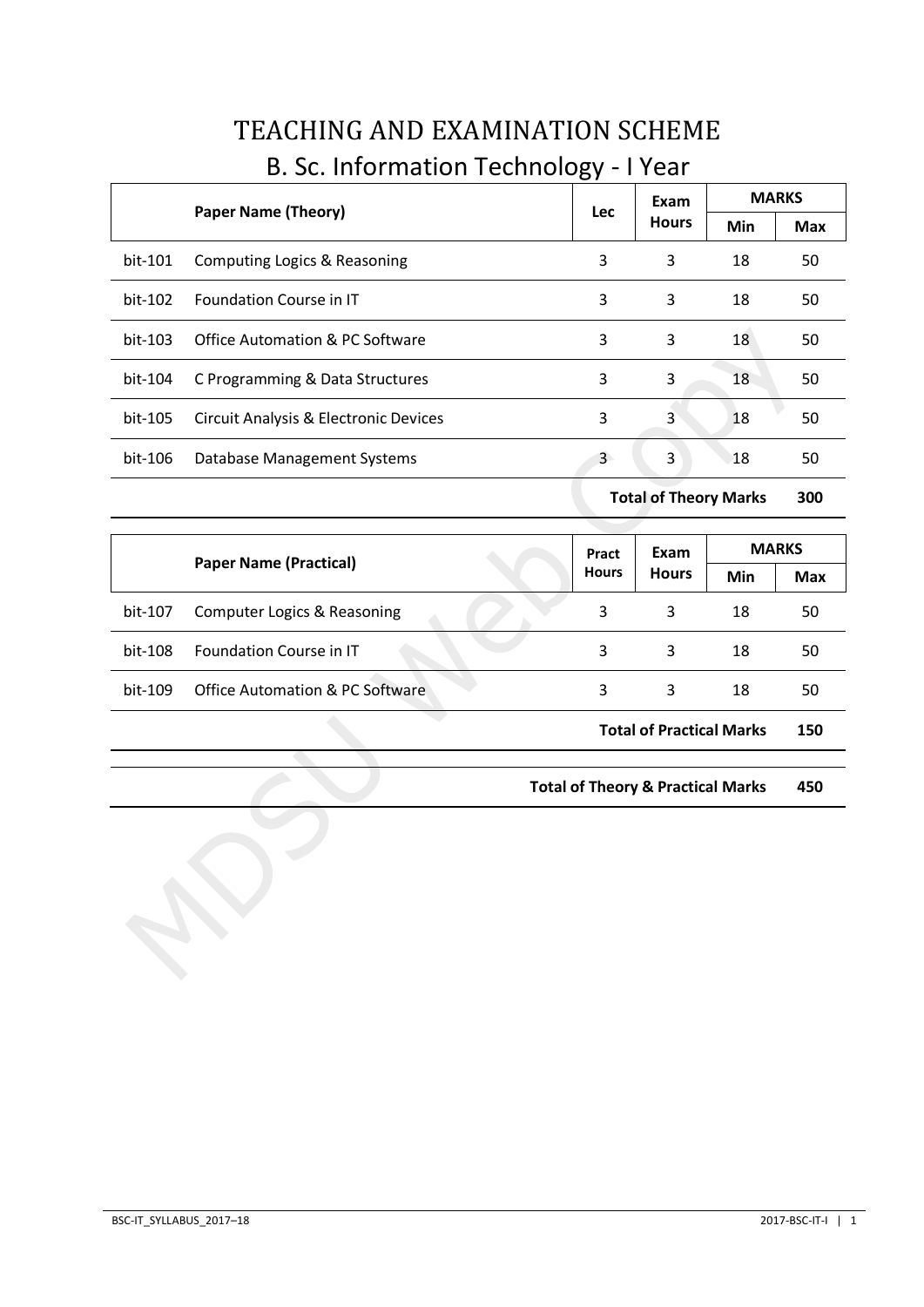# TEACHING AND EXAMINATION SCHEME

## B. Sc. Information Technology - I Year

| | Paper Name (Theory) | Lec | Exam Hours | MARKS | |
|---|---|---|---|---|---|
| | | | | Min | Max |
| bit-101 | Computing Logics & Reasoning | 3 | 3 | 18 | 50 |
| bit-102 | Foundation Course in IT | 3 | 3 | 18 | 50 |
| bit-103 | Office Automation & PC Software | 3 | 3 | 18 | 50 |
| bit-104 | C Programming & Data Structures | 3 | 3 | 18 | 50 |
| bit-105 | Circuit Analysis & Electronic Devices | 3 | 3 | 18 | 50 |
| bit-106 | Database Management Systems | 3 | 3 | 18 | 50 |
| | | | **Total of Theory Marks** | | **300** |

| | Paper Name (Practical) | Pract Hours | Exam Hours | MARKS | |
|---|---|---|---|---|---|
| | | | | Min | Max |
| bit-107 | Computer Logics & Reasoning | 3 | 3 | 18 | 50 |
| bit-108 | Foundation Course in IT | 3 | 3 | 18 | 50 |
| bit-109 | Office Automation & PC Software | 3 | 3 | 18 | 50 |
| | | | **Total of Practical Marks** | | **150** |

| | | | | | |
|---|---|---|---|---|---|
| | | | **Total of Theory & Practical Marks** | | **450** |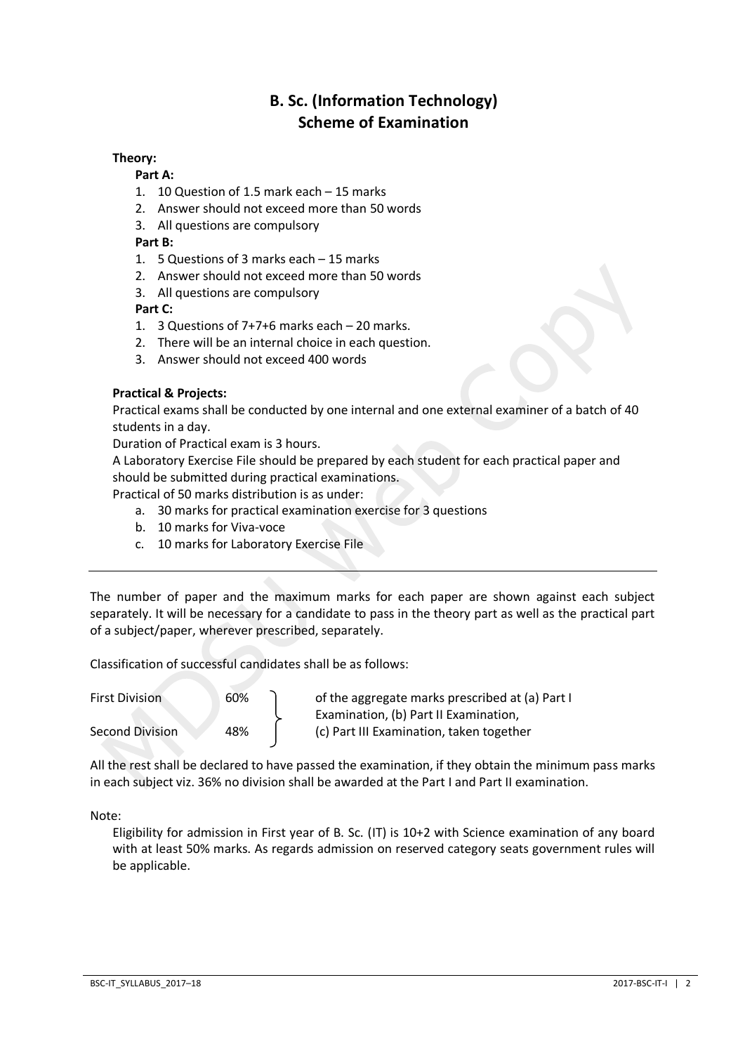# B. Sc. (Information Technology)
# Scheme of Examination

**Theory:**

**Part A:**

1. 10 Question of 1.5 mark each – 15 marks
2. Answer should not exceed more than 50 words
3. All questions are compulsory

**Part B:**

1. 5 Questions of 3 marks each – 15 marks
2. Answer should not exceed more than 50 words
3. All questions are compulsory

**Part C:**

1. 3 Questions of 7+7+6 marks each – 20 marks.
2. There will be an internal choice in each question.
3. Answer should not exceed 400 words

**Practical & Projects:**

Practical exams shall be conducted by one internal and one external examiner of a batch of 40 students in a day.

Duration of Practical exam is 3 hours.

A Laboratory Exercise File should be prepared by each student for each practical paper and should be submitted during practical examinations.

Practical of 50 marks distribution is as under:

a. 30 marks for practical examination exercise for 3 questions
b. 10 marks for Viva-voce
c. 10 marks for Laboratory Exercise File

---

The number of paper and the maximum marks for each paper are shown against each subject separately. It will be necessary for a candidate to pass in the theory part as well as the practical part of a subject/paper, wherever prescribed, separately.

Classification of successful candidates shall be as follows:

| | | |
|---|---|---|
| First Division | 60% | of the aggregate marks prescribed at (a) Part I Examination, (b) Part II Examination, (c) Part III Examination, taken together |
| Second Division | 48% | |

All the rest shall be declared to have passed the examination, if they obtain the minimum pass marks in each subject viz. 36% no division shall be awarded at the Part I and Part II examination.

Note:

Eligibility for admission in First year of B. Sc. (IT) is 10+2 with Science examination of any board with at least 50% marks. As regards admission on reserved category seats government rules will be applicable.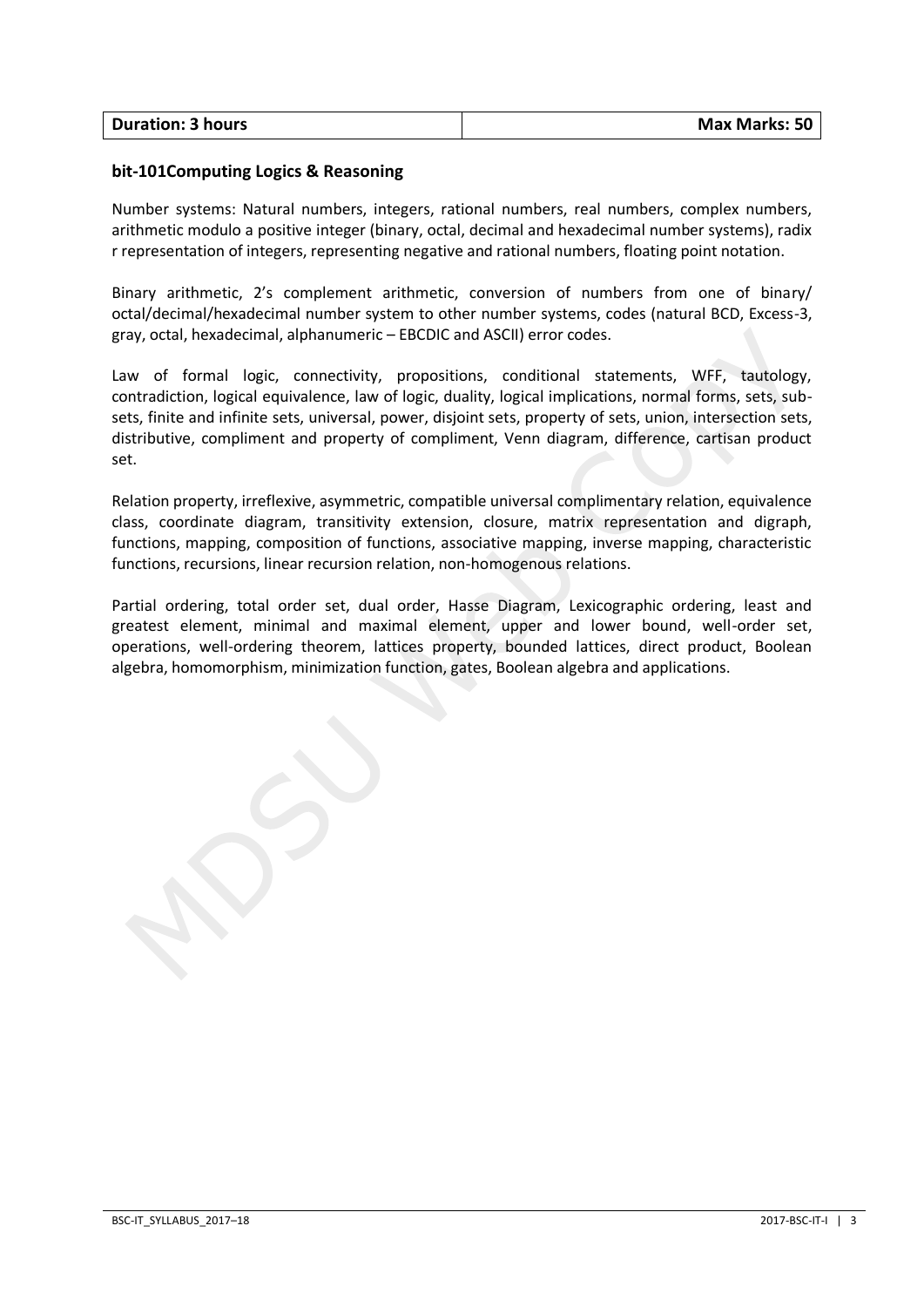| Duration: 3 hours | Max Marks: 50 |
| --- | --- |

### bit-101Computing Logics & Reasoning

Number systems: Natural numbers, integers, rational numbers, real numbers, complex numbers, arithmetic modulo a positive integer (binary, octal, decimal and hexadecimal number systems), radix r representation of integers, representing negative and rational numbers, floating point notation.

Binary arithmetic, 2's complement arithmetic, conversion of numbers from one of binary/ octal/decimal/hexadecimal number system to other number systems, codes (natural BCD, Excess-3, gray, octal, hexadecimal, alphanumeric – EBCDIC and ASCII) error codes.

Law of formal logic, connectivity, propositions, conditional statements, WFF, tautology, contradiction, logical equivalence, law of logic, duality, logical implications, normal forms, sets, sub-sets, finite and infinite sets, universal, power, disjoint sets, property of sets, union, intersection sets, distributive, compliment and property of compliment, Venn diagram, difference, cartisan product set.

Relation property, irreflexive, asymmetric, compatible universal complimentary relation, equivalence class, coordinate diagram, transitivity extension, closure, matrix representation and digraph, functions, mapping, composition of functions, associative mapping, inverse mapping, characteristic functions, recursions, linear recursion relation, non-homogenous relations.

Partial ordering, total order set, dual order, Hasse Diagram, Lexicographic ordering, least and greatest element, minimal and maximal element, upper and lower bound, well-order set, operations, well-ordering theorem, lattices property, bounded lattices, direct product, Boolean algebra, homomorphism, minimization function, gates, Boolean algebra and applications.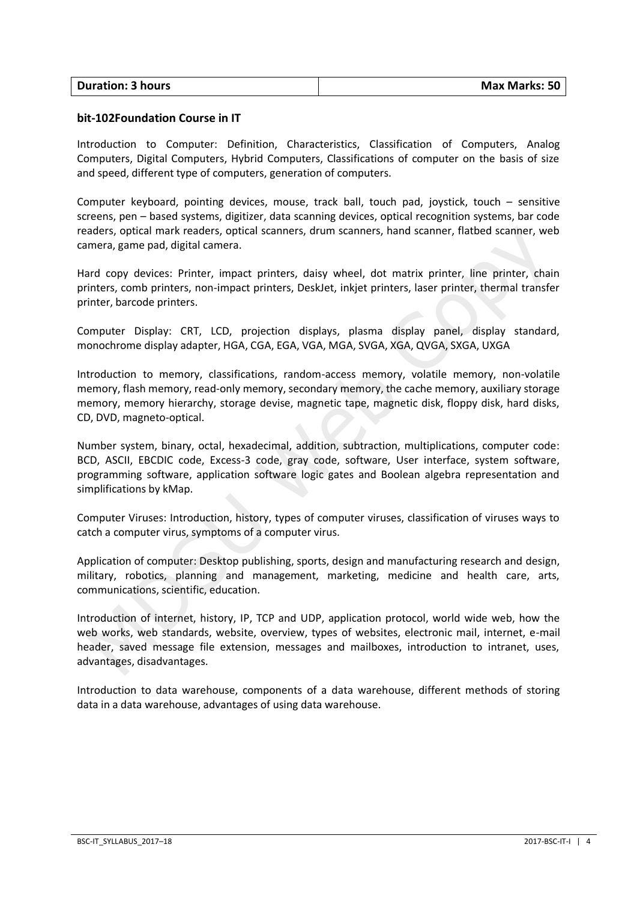| **Duration: 3 hours** | **Max Marks: 50** |
|---|---|

**bit-102Foundation Course in IT**

Introduction to Computer: Definition, Characteristics, Classification of Computers, Analog Computers, Digital Computers, Hybrid Computers, Classifications of computer on the basis of size and speed, different type of computers, generation of computers.

Computer keyboard, pointing devices, mouse, track ball, touch pad, joystick, touch – sensitive screens, pen – based systems, digitizer, data scanning devices, optical recognition systems, bar code readers, optical mark readers, optical scanners, drum scanners, hand scanner, flatbed scanner, web camera, game pad, digital camera.

Hard copy devices: Printer, impact printers, daisy wheel, dot matrix printer, line printer, chain printers, comb printers, non-impact printers, DeskJet, inkjet printers, laser printer, thermal transfer printer, barcode printers.

Computer Display: CRT, LCD, projection displays, plasma display panel, display standard, monochrome display adapter, HGA, CGA, EGA, VGA, MGA, SVGA, XGA, QVGA, SXGA, UXGA

Introduction to memory, classifications, random-access memory, volatile memory, non-volatile memory, flash memory, read-only memory, secondary memory, the cache memory, auxiliary storage memory, memory hierarchy, storage devise, magnetic tape, magnetic disk, floppy disk, hard disks, CD, DVD, magneto-optical.

Number system, binary, octal, hexadecimal, addition, subtraction, multiplications, computer code: BCD, ASCII, EBCDIC code, Excess-3 code, gray code, software, User interface, system software, programming software, application software logic gates and Boolean algebra representation and simplifications by kMap.

Computer Viruses: Introduction, history, types of computer viruses, classification of viruses ways to catch a computer virus, symptoms of a computer virus.

Application of computer: Desktop publishing, sports, design and manufacturing research and design, military, robotics, planning and management, marketing, medicine and health care, arts, communications, scientific, education.

Introduction of internet, history, IP, TCP and UDP, application protocol, world wide web, how the web works, web standards, website, overview, types of websites, electronic mail, internet, e-mail header, saved message file extension, messages and mailboxes, introduction to intranet, uses, advantages, disadvantages.

Introduction to data warehouse, components of a data warehouse, different methods of storing data in a data warehouse, advantages of using data warehouse.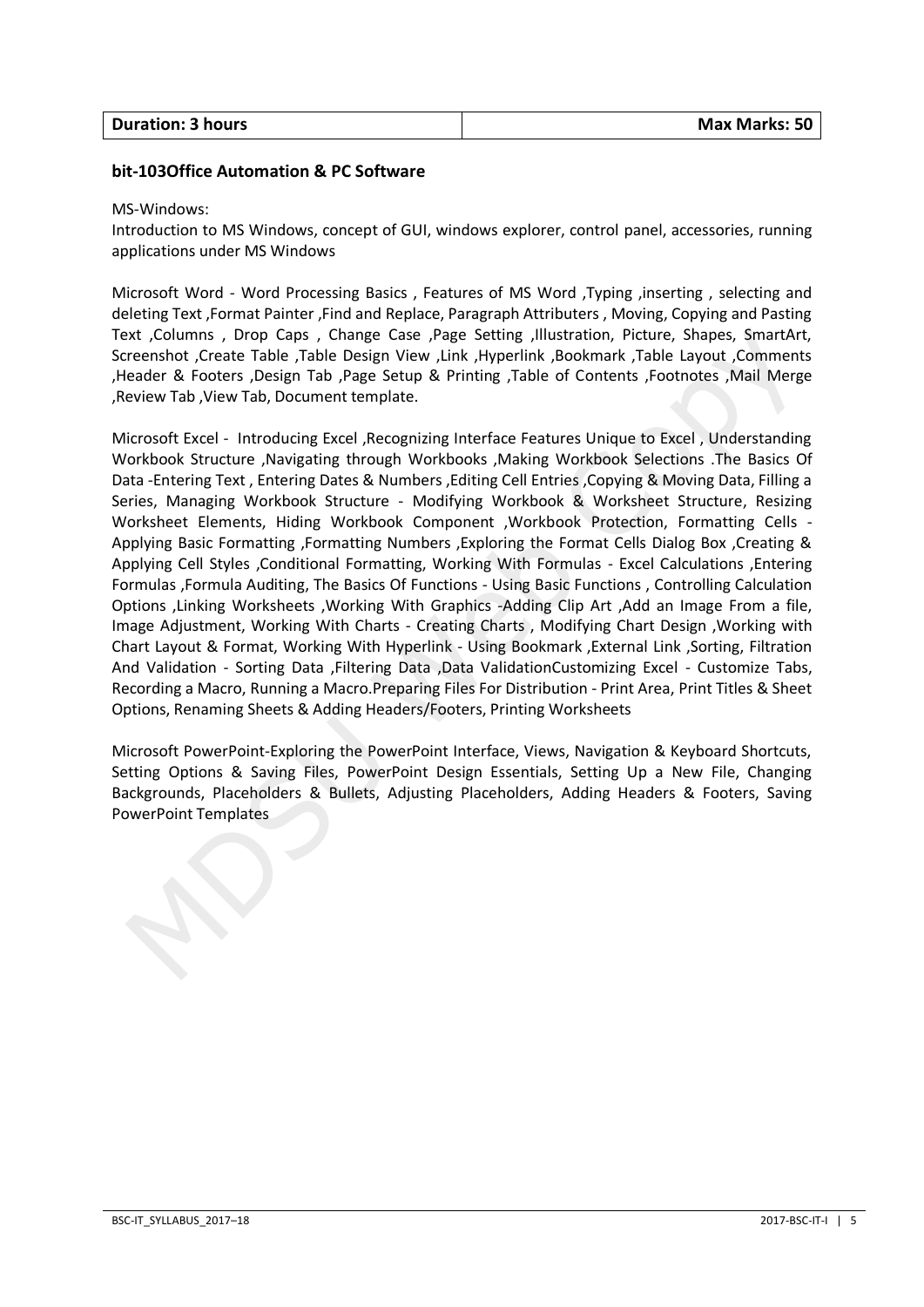| Duration: 3 hours | Max Marks: 50 |
|---|---|

**bit-103Office Automation & PC Software**

MS-Windows:
Introduction to MS Windows, concept of GUI, windows explorer, control panel, accessories, running applications under MS Windows

Microsoft Word - Word Processing Basics , Features of MS Word ,Typing ,inserting , selecting and deleting Text ,Format Painter ,Find and Replace, Paragraph Attributers , Moving, Copying and Pasting Text ,Columns , Drop Caps , Change Case ,Page Setting ,Illustration, Picture, Shapes, SmartArt, Screenshot ,Create Table ,Table Design View ,Link ,Hyperlink ,Bookmark ,Table Layout ,Comments ,Header & Footers ,Design Tab ,Page Setup & Printing ,Table of Contents ,Footnotes ,Mail Merge ,Review Tab ,View Tab, Document template.

Microsoft Excel - Introducing Excel ,Recognizing Interface Features Unique to Excel , Understanding Workbook Structure ,Navigating through Workbooks ,Making Workbook Selections .The Basics Of Data -Entering Text , Entering Dates & Numbers ,Editing Cell Entries ,Copying & Moving Data, Filling a Series, Managing Workbook Structure - Modifying Workbook & Worksheet Structure, Resizing Worksheet Elements, Hiding Workbook Component ,Workbook Protection, Formatting Cells - Applying Basic Formatting ,Formatting Numbers ,Exploring the Format Cells Dialog Box ,Creating & Applying Cell Styles ,Conditional Formatting, Working With Formulas - Excel Calculations ,Entering Formulas ,Formula Auditing, The Basics Of Functions - Using Basic Functions , Controlling Calculation Options ,Linking Worksheets ,Working With Graphics -Adding Clip Art ,Add an Image From a file, Image Adjustment, Working With Charts - Creating Charts , Modifying Chart Design ,Working with Chart Layout & Format, Working With Hyperlink - Using Bookmark ,External Link ,Sorting, Filtration And Validation - Sorting Data ,Filtering Data ,Data ValidationCustomizing Excel - Customize Tabs, Recording a Macro, Running a Macro.Preparing Files For Distribution - Print Area, Print Titles & Sheet Options, Renaming Sheets & Adding Headers/Footers, Printing Worksheets

Microsoft PowerPoint-Exploring the PowerPoint Interface, Views, Navigation & Keyboard Shortcuts, Setting Options & Saving Files, PowerPoint Design Essentials, Setting Up a New File, Changing Backgrounds, Placeholders & Bullets, Adjusting Placeholders, Adding Headers & Footers, Saving PowerPoint Templates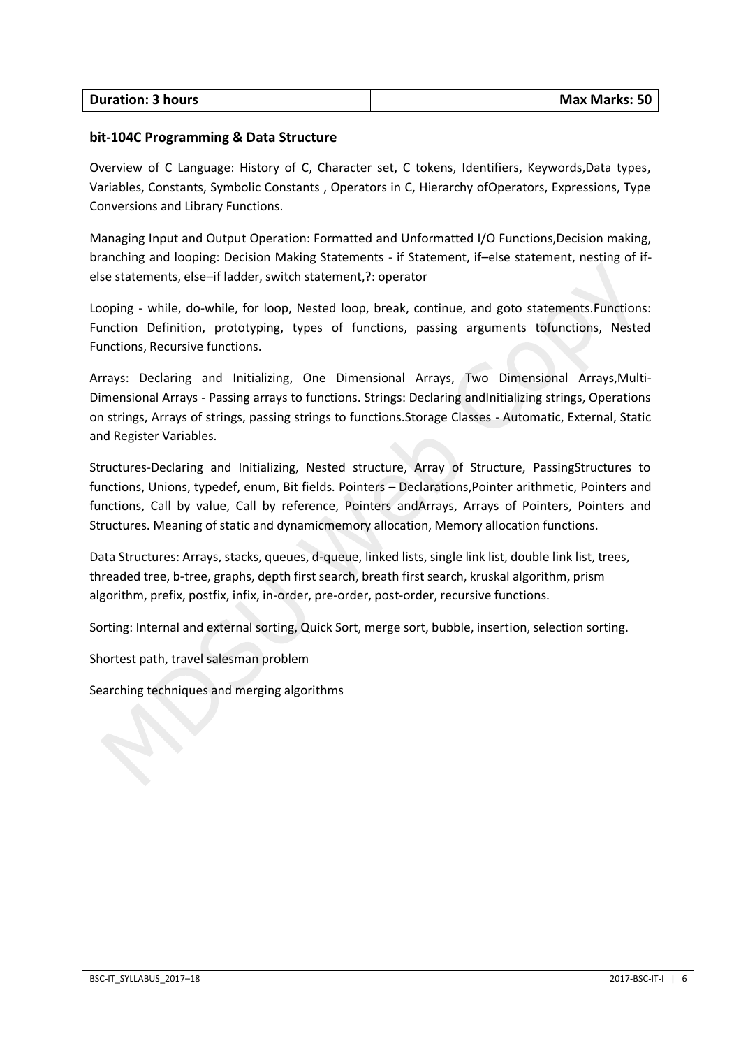| Duration: 3 hours | Max Marks: 50 |
| --- | --- |

**bit-104C Programming & Data Structure**

Overview of C Language: History of C, Character set, C tokens, Identifiers, Keywords,Data types, Variables, Constants, Symbolic Constants , Operators in C, Hierarchy ofOperators, Expressions, Type Conversions and Library Functions.

Managing Input and Output Operation: Formatted and Unformatted I/O Functions,Decision making, branching and looping: Decision Making Statements - if Statement, if–else statement, nesting of if-else statements, else–if ladder, switch statement,?: operator

Looping - while, do-while, for loop, Nested loop, break, continue, and goto statements.Functions: Function Definition, prototyping, types of functions, passing arguments tofunctions, Nested Functions, Recursive functions.

Arrays: Declaring and Initializing, One Dimensional Arrays, Two Dimensional Arrays,Multi-Dimensional Arrays - Passing arrays to functions. Strings: Declaring andInitializing strings, Operations on strings, Arrays of strings, passing strings to functions.Storage Classes - Automatic, External, Static and Register Variables.

Structures-Declaring and Initializing, Nested structure, Array of Structure, PassingStructures to functions, Unions, typedef, enum, Bit fields. Pointers – Declarations,Pointer arithmetic, Pointers and functions, Call by value, Call by reference, Pointers andArrays, Arrays of Pointers, Pointers and Structures. Meaning of static and dynamicmemory allocation, Memory allocation functions.

Data Structures: Arrays, stacks, queues, d-queue, linked lists, single link list, double link list, trees, threaded tree, b-tree, graphs, depth first search, breath first search, kruskal algorithm, prism algorithm, prefix, postfix, infix, in-order, pre-order, post-order, recursive functions.

Sorting: Internal and external sorting, Quick Sort, merge sort, bubble, insertion, selection sorting.

Shortest path, travel salesman problem

Searching techniques and merging algorithms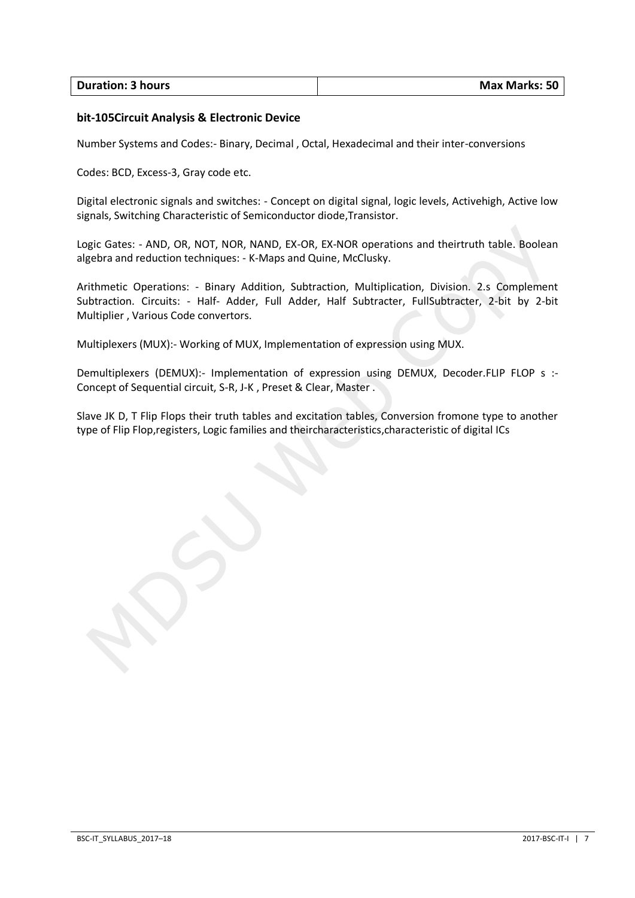| Duration: 3 hours | Max Marks: 50 |
|---|---|

**bit-105Circuit Analysis & Electronic Device**

Number Systems and Codes:- Binary, Decimal , Octal, Hexadecimal and their inter-conversions

Codes: BCD, Excess-3, Gray code etc.

Digital electronic signals and switches: - Concept on digital signal, logic levels, Activehigh, Active low signals, Switching Characteristic of Semiconductor diode,Transistor.

Logic Gates: - AND, OR, NOT, NOR, NAND, EX-OR, EX-NOR operations and theirtruth table. Boolean algebra and reduction techniques: - K-Maps and Quine, McClusky.

Arithmetic Operations: - Binary Addition, Subtraction, Multiplication, Division. 2.s Complement Subtraction. Circuits: - Half- Adder, Full Adder, Half Subtracter, FullSubtracter, 2-bit by 2-bit Multiplier , Various Code convertors.

Multiplexers (MUX):- Working of MUX, Implementation of expression using MUX.

Demultiplexers (DEMUX):- Implementation of expression using DEMUX, Decoder.FLIP FLOP s :- Concept of Sequential circuit, S-R, J-K , Preset & Clear, Master .

Slave JK D, T Flip Flops their truth tables and excitation tables, Conversion fromone type to another type of Flip Flop,registers, Logic families and theircharacteristics,characteristic of digital ICs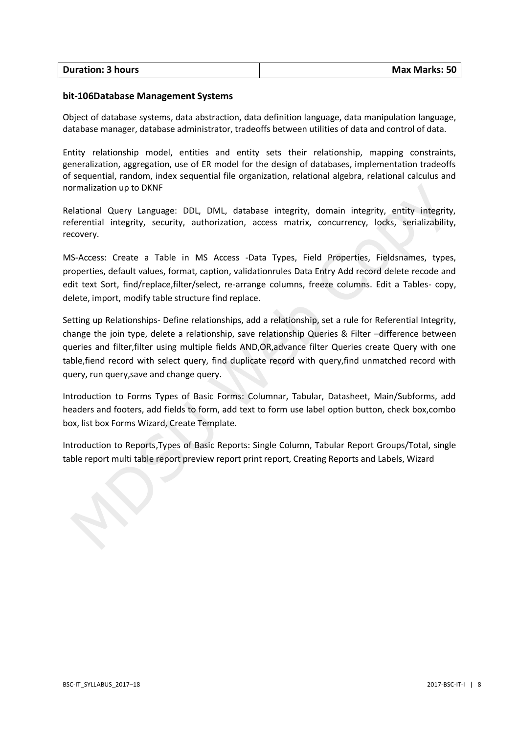| Duration: 3 hours | Max Marks: 50 |
| --- | --- |

**bit-106Database Management Systems**

Object of database systems, data abstraction, data definition language, data manipulation language, database manager, database administrator, tradeoffs between utilities of data and control of data.

Entity relationship model, entities and entity sets their relationship, mapping constraints, generalization, aggregation, use of ER model for the design of databases, implementation tradeoffs of sequential, random, index sequential file organization, relational algebra, relational calculus and normalization up to DKNF

Relational Query Language: DDL, DML, database integrity, domain integrity, entity integrity, referential integrity, security, authorization, access matrix, concurrency, locks, serializability, recovery.

MS-Access: Create a Table in MS Access -Data Types, Field Properties, Fieldsnames, types, properties, default values, format, caption, validationrules Data Entry Add record delete recode and edit text Sort, find/replace,filter/select, re-arrange columns, freeze columns. Edit a Tables- copy, delete, import, modify table structure find replace.

Setting up Relationships- Define relationships, add a relationship, set a rule for Referential Integrity, change the join type, delete a relationship, save relationship Queries & Filter –difference between queries and filter,filter using multiple fields AND,OR,advance filter Queries create Query with one table,fiend record with select query, find duplicate record with query,find unmatched record with query, run query,save and change query.

Introduction to Forms Types of Basic Forms: Columnar, Tabular, Datasheet, Main/Subforms, add headers and footers, add fields to form, add text to form use label option button, check box,combo box, list box Forms Wizard, Create Template.

Introduction to Reports,Types of Basic Reports: Single Column, Tabular Report Groups/Total, single table report multi table report preview report print report, Creating Reports and Labels, Wizard